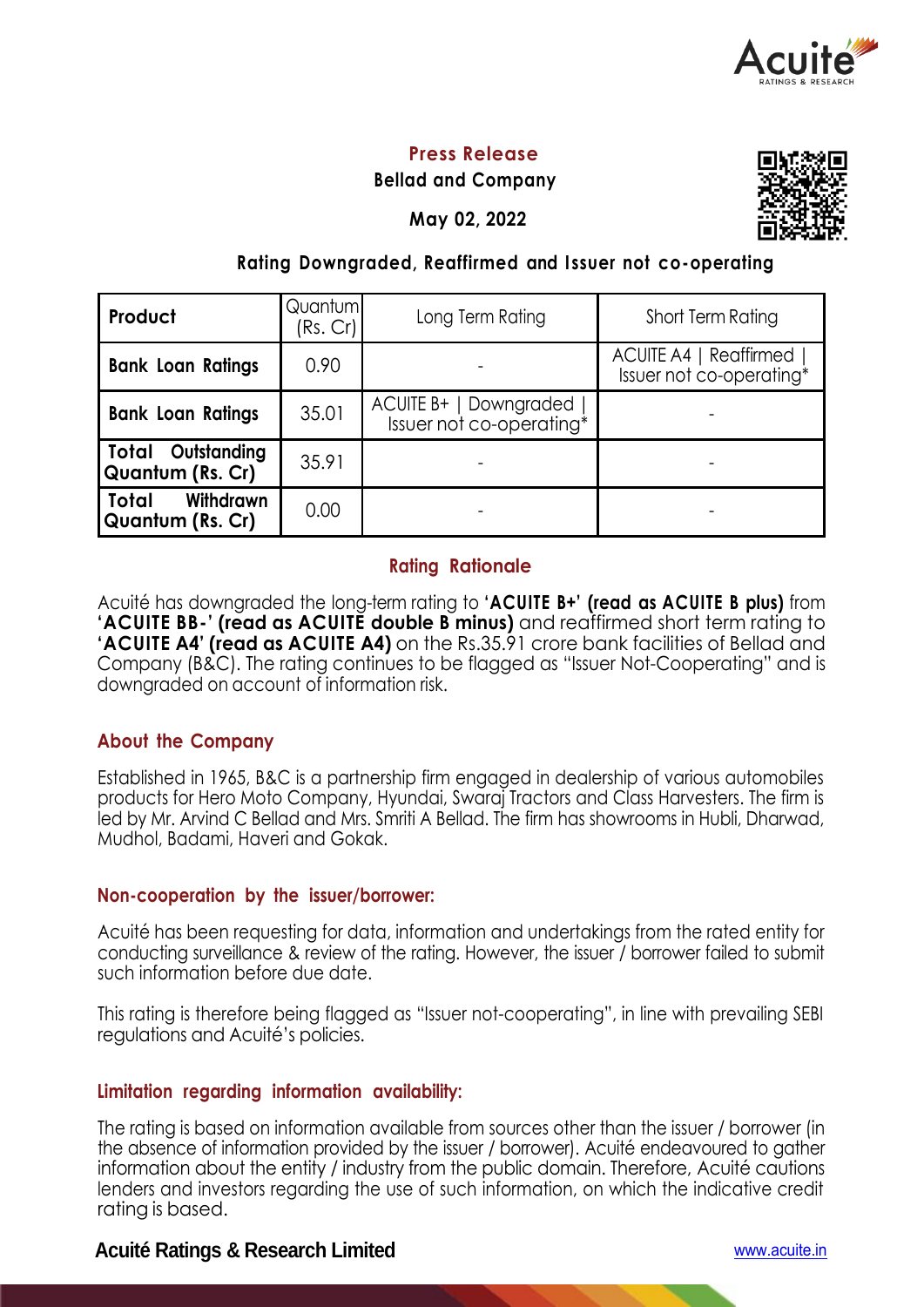# Press Release

**Bellad and Company**

**May 02, 2022**

## Rating Downgraded, Reaffirmed and Issuer not co-operating

| Product | Quantum (Rs. Cr) | Long Term Rating | Short Term Rating |
|---|---|---|---|
| **Bank Loan Ratings** | 0.90 | - | ACUITE A4 \| Reaffirmed \| Issuer not co-operating* |
| **Bank Loan Ratings** | 35.01 | ACUITE B+ \| Downgraded \| Issuer not co-operating* | - |
| **Total Outstanding Quantum (Rs. Cr)** | 35.91 | - | - |
| **Total Withdrawn Quantum (Rs. Cr)** | 0.00 | - | - |

## Rating Rationale

Acuité has downgraded the long-term rating to **'ACUITE B+' (read as ACUITE B plus)** from **'ACUITE BB-' (read as ACUITE double B minus)** and reaffirmed short term rating to **'ACUITE A4' (read as ACUITE A4)** on the Rs.35.91 crore bank facilities of Bellad and Company (B&C). The rating continues to be flagged as "Issuer Not-Cooperating" and is downgraded on account of information risk.

## About the Company

Established in 1965, B&C is a partnership firm engaged in dealership of various automobiles products for Hero Moto Company, Hyundai, Swaraj Tractors and Class Harvesters. The firm is led by Mr. Arvind C Bellad and Mrs. Smriti A Bellad. The firm has showrooms in Hubli, Dharwad, Mudhol, Badami, Haveri and Gokak.

### Non-cooperation by the issuer/borrower:

Acuité has been requesting for data, information and undertakings from the rated entity for conducting surveillance & review of the rating. However, the issuer / borrower failed to submit such information before due date.

This rating is therefore being flagged as "Issuer not-cooperating", in line with prevailing SEBI regulations and Acuité's policies.

### Limitation regarding information availability:

The rating is based on information available from sources other than the issuer / borrower (in the absence of information provided by the issuer / borrower). Acuité endeavoured to gather information about the entity / industry from the public domain. Therefore, Acuité cautions lenders and investors regarding the use of such information, on which the indicative credit rating is based.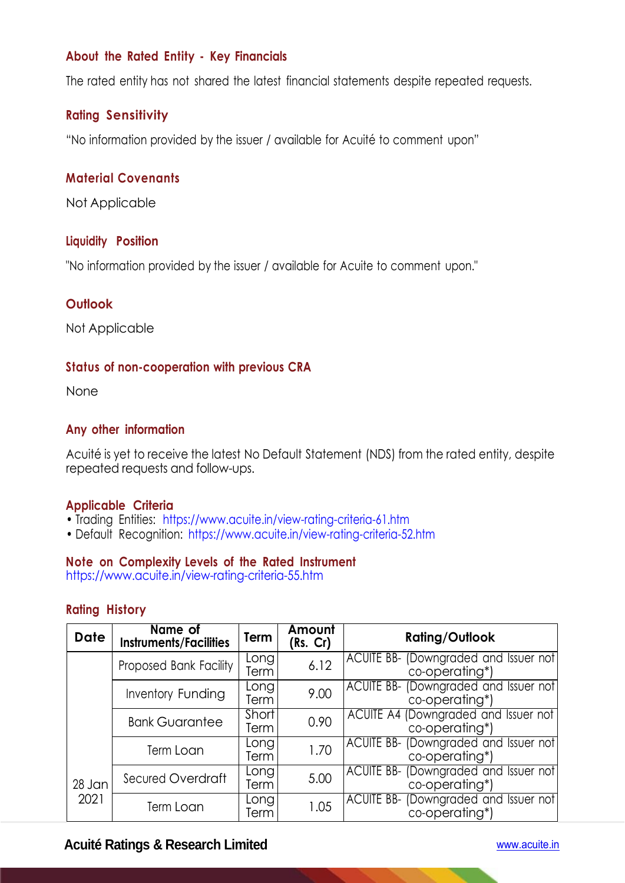### About the Rated Entity - Key Financials

The rated entity has not shared the latest financial statements despite repeated requests.

### Rating Sensitivity

"No information provided by the issuer / available for Acuité to comment upon"

### Material Covenants

Not Applicable

### Liquidity Position

"No information provided by the issuer / available for Acuite to comment upon."

### Outlook

Not Applicable

### Status of non-cooperation with previous CRA

None

### Any other information

Acuité is yet to receive the latest No Default Statement (NDS) from the rated entity, despite repeated requests and follow-ups.

### Applicable Criteria

- Trading Entities: https://www.acuite.in/view-rating-criteria-61.htm
- Default Recognition: https://www.acuite.in/view-rating-criteria-52.htm

### Note on Complexity Levels of the Rated Instrument

https://www.acuite.in/view-rating-criteria-55.htm

### Rating History

| Date | Name of Instruments/Facilities | Term | Amount (Rs. Cr) | Rating/Outlook |
|---|---|---|---|---|
| 28 Jan 2021 | Proposed Bank Facility | Long Term | 6.12 | ACUITE BB- (Downgraded and Issuer not co-operating*) |
| | Inventory Funding | Long Term | 9.00 | ACUITE BB- (Downgraded and Issuer not co-operating*) |
| | Bank Guarantee | Short Term | 0.90 | ACUITE A4 (Downgraded and Issuer not co-operating*) |
| | Term Loan | Long Term | 1.70 | ACUITE BB- (Downgraded and Issuer not co-operating*) |
| | Secured Overdraft | Long Term | 5.00 | ACUITE BB- (Downgraded and Issuer not co-operating*) |
| | Term Loan | Long Term | 1.05 | ACUITE BB- (Downgraded and Issuer not co-operating*) |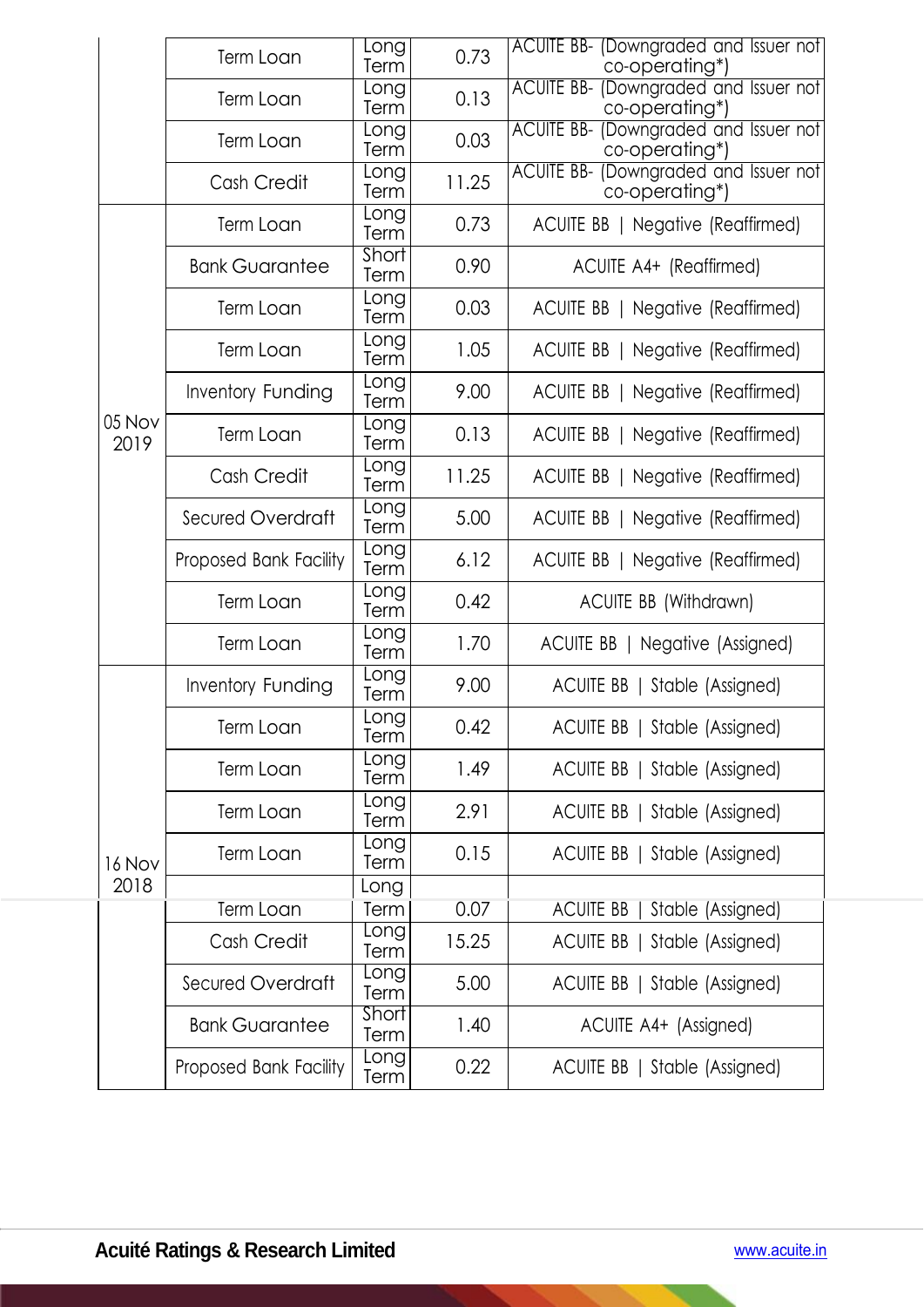| Date | Name of Instruments/Facilities | Term | Amount (Rs. Cr) | Ratings/Outlook |
|---|---|---|---|---|
| | Term Loan | Long Term | 0.73 | ACUITE BB- (Downgraded and Issuer not co-operating*) |
| | Term Loan | Long Term | 0.13 | ACUITE BB- (Downgraded and Issuer not co-operating*) |
| | Term Loan | Long Term | 0.03 | ACUITE BB- (Downgraded and Issuer not co-operating*) |
| | Cash Credit | Long Term | 11.25 | ACUITE BB- (Downgraded and Issuer not co-operating*) |
| 05 Nov 2019 | Term Loan | Long Term | 0.73 | ACUITE BB \| Negative (Reaffirmed) |
| | Bank Guarantee | Short Term | 0.90 | ACUITE A4+ (Reaffirmed) |
| | Term Loan | Long Term | 0.03 | ACUITE BB \| Negative (Reaffirmed) |
| | Term Loan | Long Term | 1.05 | ACUITE BB \| Negative (Reaffirmed) |
| | Inventory Funding | Long Term | 9.00 | ACUITE BB \| Negative (Reaffirmed) |
| | Term Loan | Long Term | 0.13 | ACUITE BB \| Negative (Reaffirmed) |
| | Cash Credit | Long Term | 11.25 | ACUITE BB \| Negative (Reaffirmed) |
| | Secured Overdraft | Long Term | 5.00 | ACUITE BB \| Negative (Reaffirmed) |
| | Proposed Bank Facility | Long Term | 6.12 | ACUITE BB \| Negative (Reaffirmed) |
| | Term Loan | Long Term | 0.42 | ACUITE BB (Withdrawn) |
| | Term Loan | Long Term | 1.70 | ACUITE BB \| Negative (Assigned) |
| 16 Nov 2018 | Inventory Funding | Long Term | 9.00 | ACUITE BB \| Stable (Assigned) |
| | Term Loan | Long Term | 0.42 | ACUITE BB \| Stable (Assigned) |
| | Term Loan | Long Term | 1.49 | ACUITE BB \| Stable (Assigned) |
| | Term Loan | Long Term | 2.91 | ACUITE BB \| Stable (Assigned) |
| | Term Loan | Long Term | 0.15 | ACUITE BB \| Stable (Assigned) |
| | Term Loan | Long Term | 0.07 | ACUITE BB \| Stable (Assigned) |
| | Cash Credit | Long Term | 15.25 | ACUITE BB \| Stable (Assigned) |
| | Secured Overdraft | Long Term | 5.00 | ACUITE BB \| Stable (Assigned) |
| | Bank Guarantee | Short Term | 1.40 | ACUITE A4+ (Assigned) |
| | Proposed Bank Facility | Long Term | 0.22 | ACUITE BB \| Stable (Assigned) |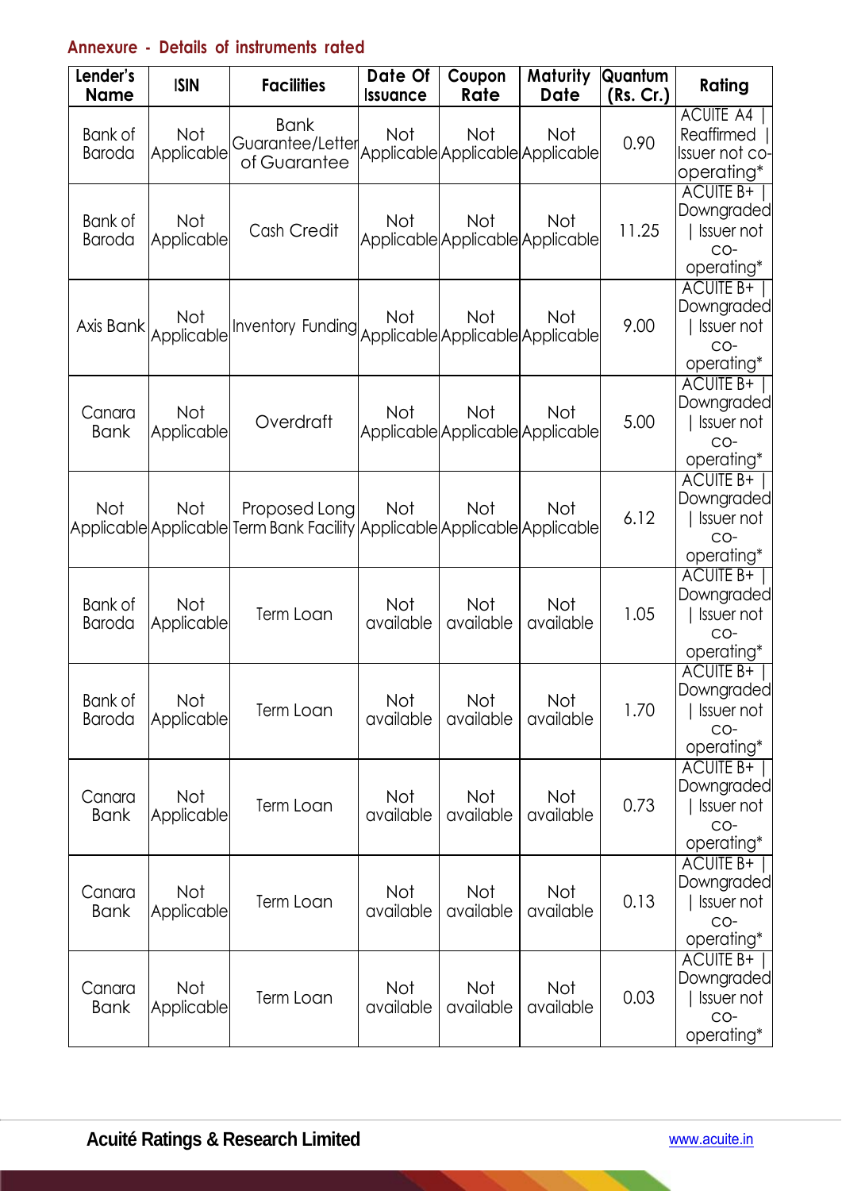## Annexure - Details of instruments rated

| Lender's Name | ISIN | Facilities | Date Of Issuance | Coupon Rate | Maturity Date | Quantum (Rs. Cr.) | Rating |
|---|---|---|---|---|---|---|---|
| Bank of Baroda | Not Applicable | Bank Guarantee/Letter of Guarantee | Not Applicable | Not Applicable | Not Applicable | 0.90 | ACUITE A4 \| Reaffirmed \| Issuer not co-operating* |
| Bank of Baroda | Not Applicable | Cash Credit | Not Applicable | Not Applicable | Not Applicable | 11.25 | ACUITE B+ \| Downgraded \| Issuer not co-operating* |
| Axis Bank | Not Applicable | Inventory Funding | Not Applicable | Not Applicable | Not Applicable | 9.00 | ACUITE B+ \| Downgraded \| Issuer not co-operating* |
| Canara Bank | Not Applicable | Overdraft | Not Applicable | Not Applicable | Not Applicable | 5.00 | ACUITE B+ \| Downgraded \| Issuer not co-operating* |
| Not Applicable | Not Applicable | Proposed Long Term Bank Facility | Not Applicable | Not Applicable | Not Applicable | 6.12 | ACUITE B+ \| Downgraded \| Issuer not co-operating* |
| Bank of Baroda | Not Applicable | Term Loan | Not available | Not available | Not available | 1.05 | ACUITE B+ \| Downgraded \| Issuer not co-operating* |
| Bank of Baroda | Not Applicable | Term Loan | Not available | Not available | Not available | 1.70 | ACUITE B+ \| Downgraded \| Issuer not co-operating* |
| Canara Bank | Not Applicable | Term Loan | Not available | Not available | Not available | 0.73 | ACUITE B+ \| Downgraded \| Issuer not co-operating* |
| Canara Bank | Not Applicable | Term Loan | Not available | Not available | Not available | 0.13 | ACUITE B+ \| Downgraded \| Issuer not co-operating* |
| Canara Bank | Not Applicable | Term Loan | Not available | Not available | Not available | 0.03 | ACUITE B+ \| Downgraded \| Issuer not co-operating* |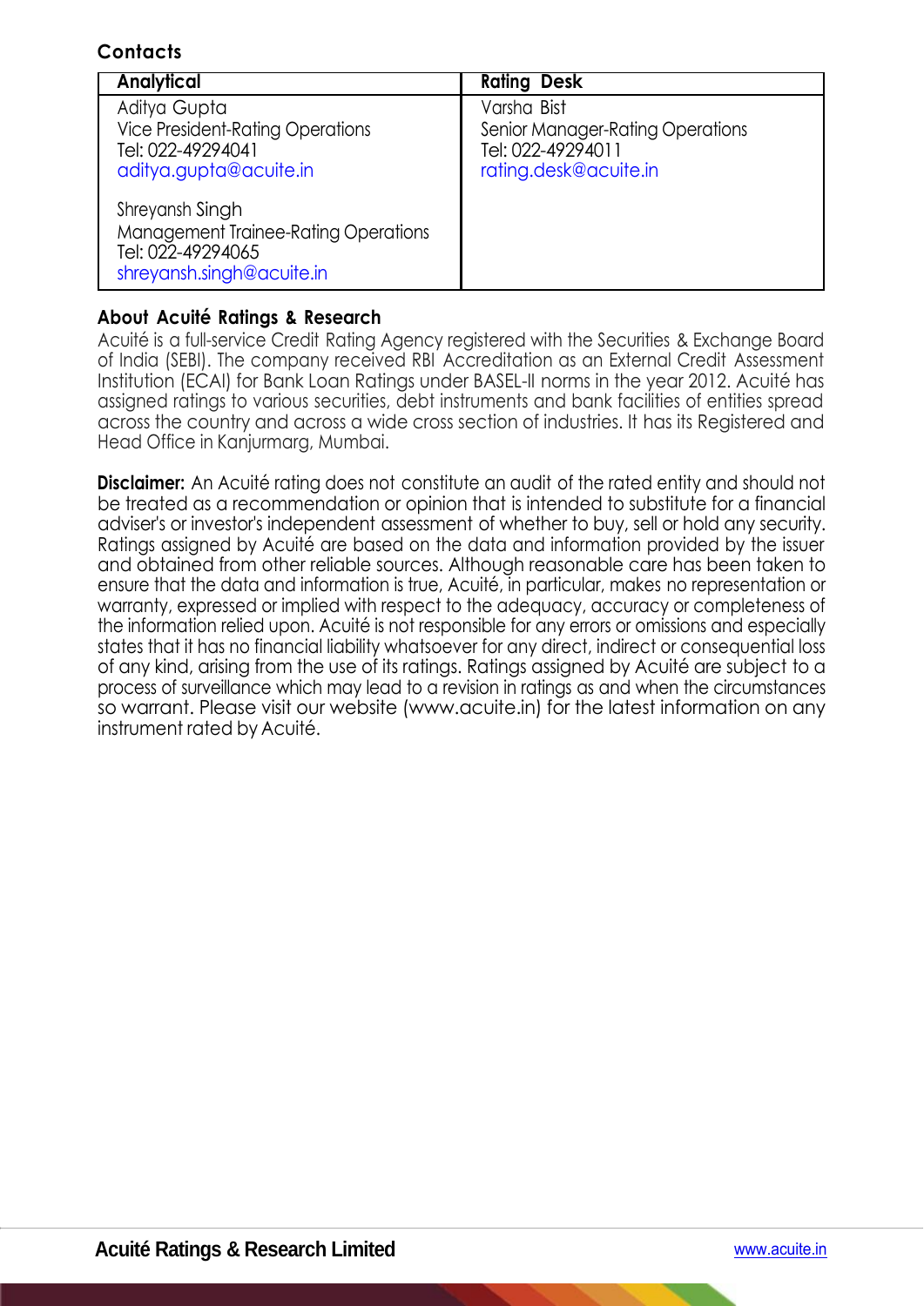## Contacts

| Analytical | Rating Desk |
|---|---|
| Aditya Gupta<br>Vice President-Rating Operations<br>Tel: 022-49294041<br>aditya.gupta@acuite.in<br><br>Shreyansh Singh<br>Management Trainee-Rating Operations<br>Tel: 022-49294065<br>shreyansh.singh@acuite.in | Varsha Bist<br>Senior Manager-Rating Operations<br>Tel: 022-49294011<br>rating.desk@acuite.in |

## About Acuité Ratings & Research

Acuité is a full-service Credit Rating Agency registered with the Securities & Exchange Board of India (SEBI). The company received RBI Accreditation as an External Credit Assessment Institution (ECAI) for Bank Loan Ratings under BASEL-II norms in the year 2012. Acuité has assigned ratings to various securities, debt instruments and bank facilities of entities spread across the country and across a wide cross section of industries. It has its Registered and Head Office in Kanjurmarg, Mumbai.

**Disclaimer:** An Acuité rating does not constitute an audit of the rated entity and should not be treated as a recommendation or opinion that is intended to substitute for a financial adviser's or investor's independent assessment of whether to buy, sell or hold any security. Ratings assigned by Acuité are based on the data and information provided by the issuer and obtained from other reliable sources. Although reasonable care has been taken to ensure that the data and information is true, Acuité, in particular, makes no representation or warranty, expressed or implied with respect to the adequacy, accuracy or completeness of the information relied upon. Acuité is not responsible for any errors or omissions and especially states that it has no financial liability whatsoever for any direct, indirect or consequential loss of any kind, arising from the use of its ratings. Ratings assigned by Acuité are subject to a process of surveillance which may lead to a revision in ratings as and when the circumstances so warrant. Please visit our website (www.acuite.in) for the latest information on any instrument rated by Acuité.